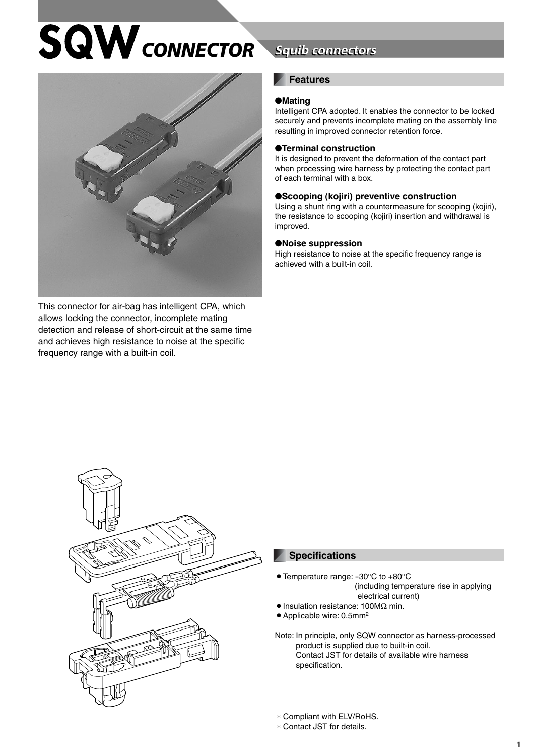# SQW CONNECTOR

## Squib connectors

This connector for air-bag has intelligent CPA, which allows locking the connector, incomplete mating detection and release of short-circuit at the same time and achieves high resistance to noise at the specific frequency range with a built-in coil.

### Features

**●Mating**

Intelligent CPA adopted. It enables the connector to be locked securely and prevents incomplete mating on the assembly line resulting in improved connector retention force.

**●Terminal construction**

It is designed to prevent the deformation of the contact part when processing wire harness by protecting the contact part of each terminal with a box.

**●Scooping (kojiri) preventive construction**

Using a shunt ring with a countermeasure for scooping (kojiri), the resistance to scooping (kojiri) insertion and withdrawal is improved.

**●Noise suppression**

High resistance to noise at the specific frequency range is achieved with a built-in coil.

### Specifications

- Temperature range: -30°C to +80°C (including temperature rise in applying electrical current)
- Insulation resistance: 100MΩ min.
- Applicable wire: 0.5mm$^2$

Note: In principle, only SQW connector as harness-processed product is supplied due to built-in coil.
Contact JST for details of available wire harness specification.

\* Compliant with ELV/RoHS.
\* Contact JST for details.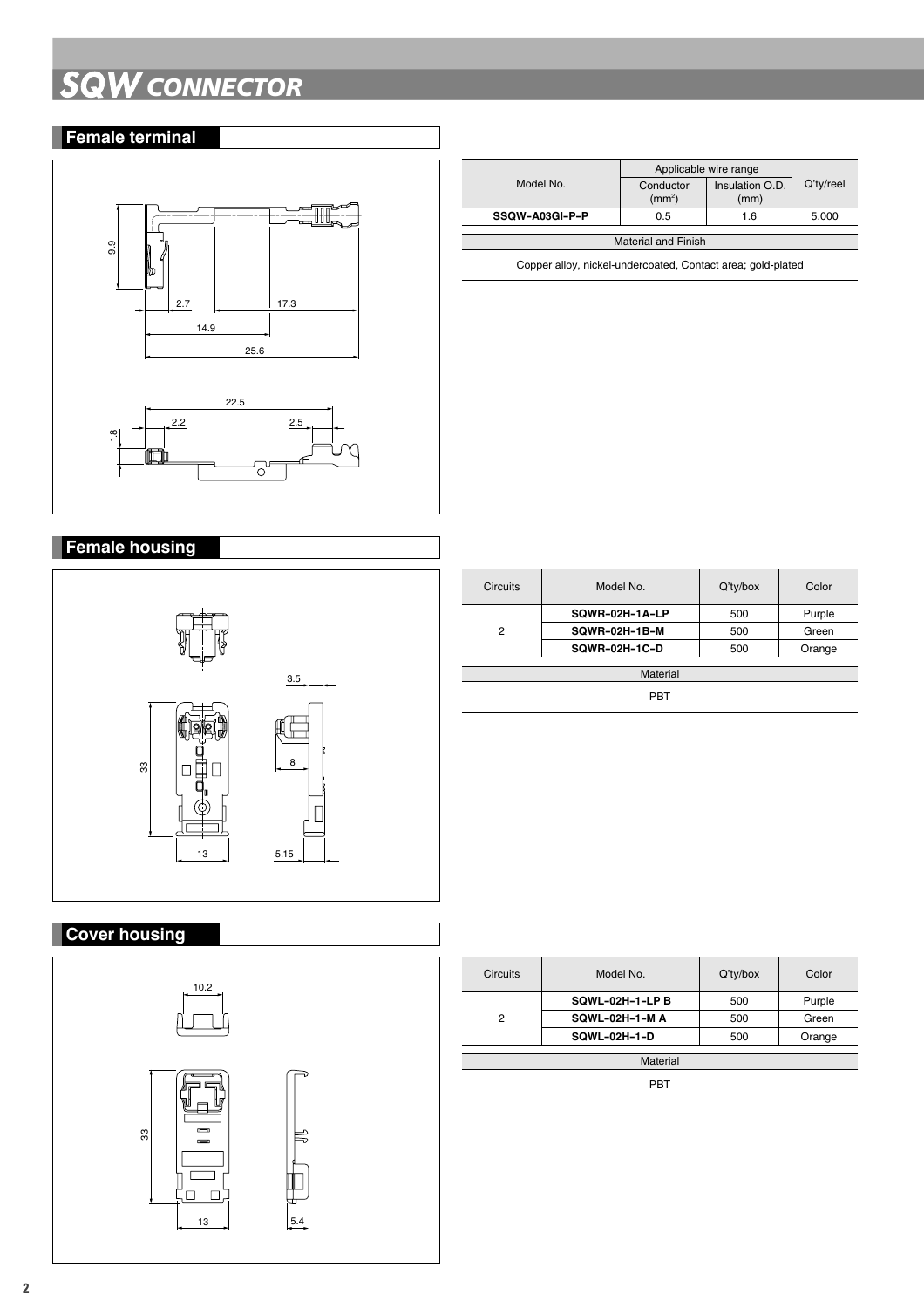# SQW CONNECTOR

## Female terminal

| Model No. | Applicable wire range | | Q'ty/reel |
|---|---|---|---|
| | Conductor ($mm^2$) | Insulation O.D. (mm) | |
| **SSQW-A03GI-P-P** | 0.5 | 1.6 | 5,000 |

| Material and Finish |
|---|
| Copper alloy, nickel-undercoated, Contact area; gold-plated |

## Female housing

| Circuits | Model No. | Q'ty/box | Color |
|---|---|---|---|
| 2 | **SQWR-02H-1A-LP** | 500 | Purple |
| | **SQWR-02H-1B-M** | 500 | Green |
| | **SQWR-02H-1C-D** | 500 | Orange |

| Material |
|---|
| PBT |

## Cover housing

| Circuits | Model No. | Q'ty/box | Color |
|---|---|---|---|
| 2 | **SQWL-02H-1-LP B** | 500 | Purple |
| | **SQWL-02H-1-M A** | 500 | Green |
| | **SQWL-02H-1-D** | 500 | Orange |

| Material |
|---|
| PBT |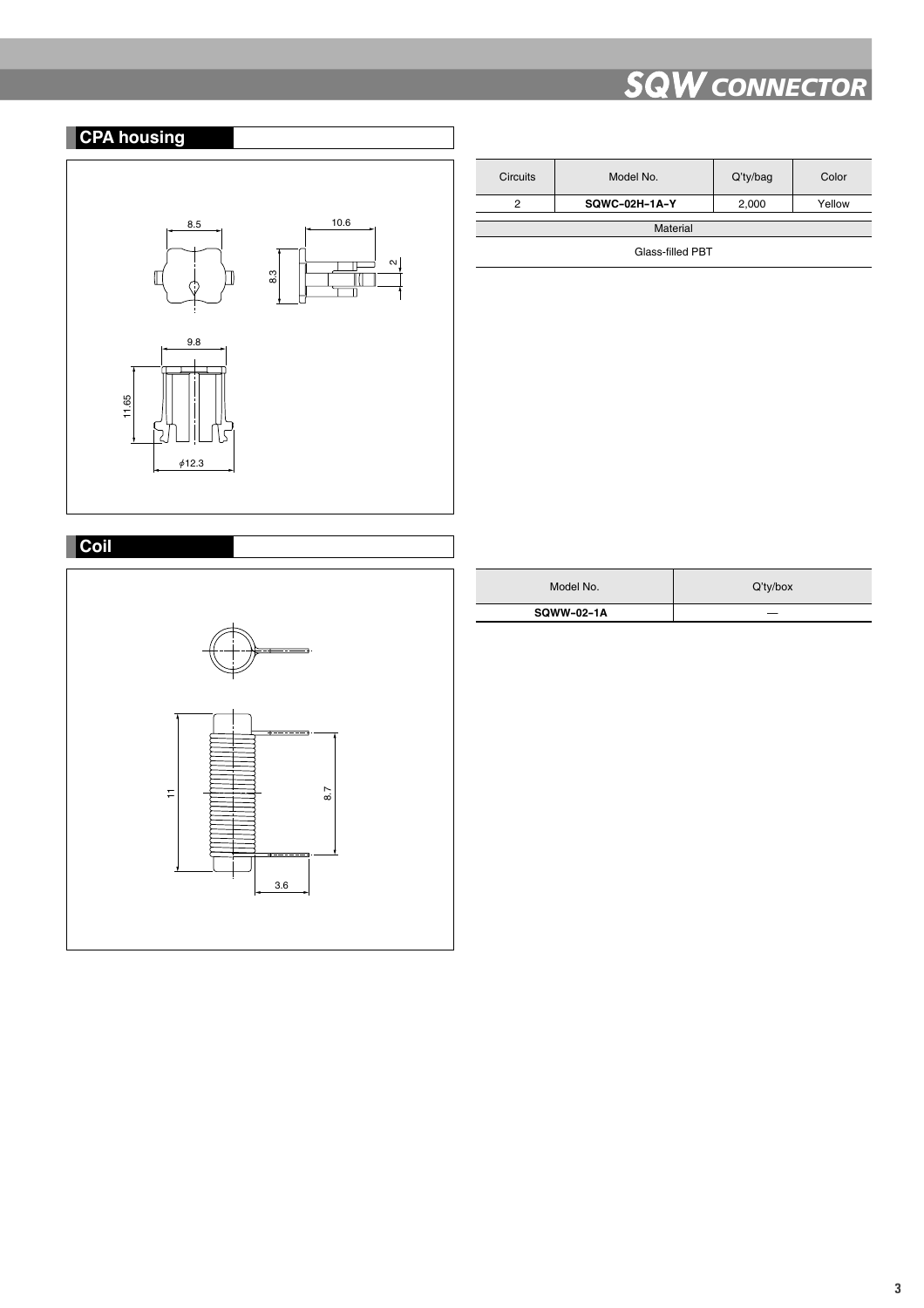## CPA housing

8.5

10.6

8.3

2

9.8

11.65

$\phi$12.3

| Circuits | Model No. | Q'ty/bag | Color |
|---|---|---|---|
| 2 | **SQWC-02H-1A-Y** | 2,000 | Yellow |

| Material |
|---|
| Glass-filled PBT |

## Coil

11

8.7

3.6

| Model No. | Q'ty/box |
|---|---|
| **SQWW-02-1A** | — |